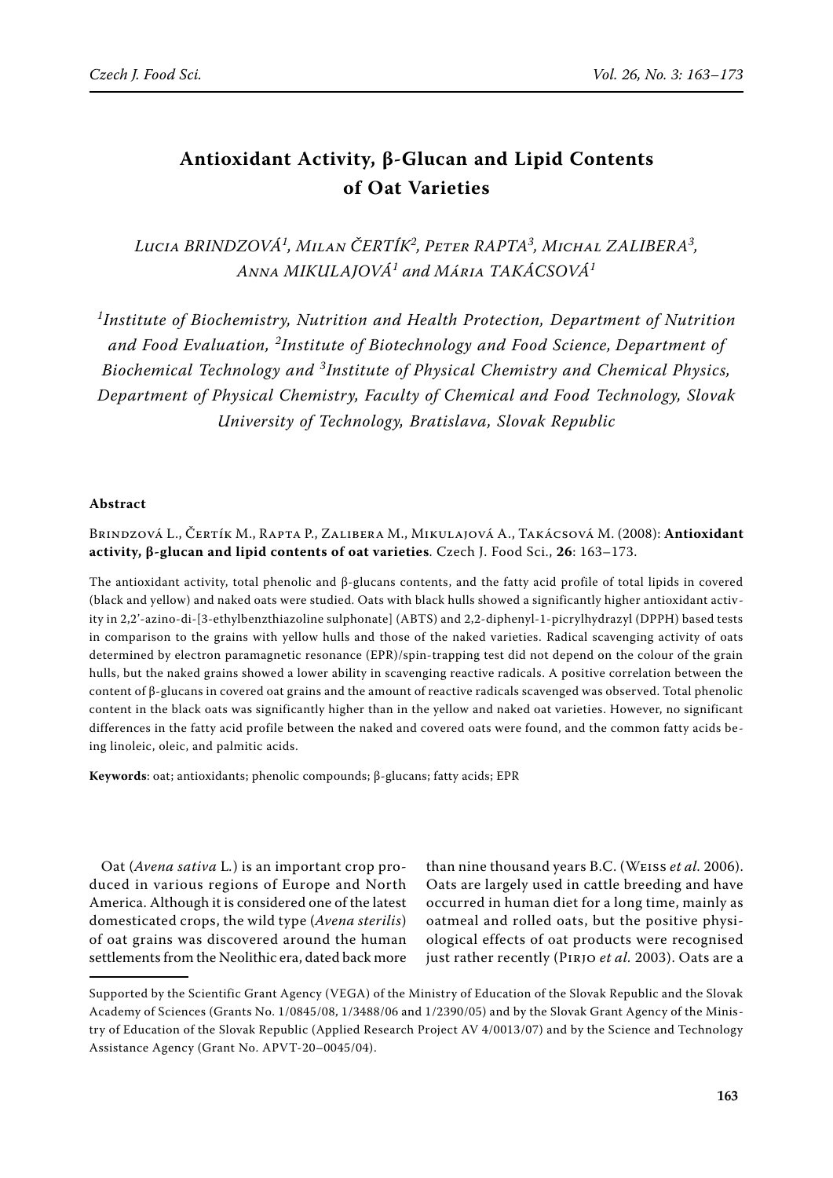# Antioxidant Activity, β-Glucan and Lipid Contents of Oat Varieties

*Lucia BRINDZOVÁ[1], Milan ČERTÍK[2], Peter RAPTA[3], Michal ZALIBERA[3], Anna MIKULAJOVÁ[1] and Mária TAKÁCSOVÁ[1]*

*[1]Institute of Biochemistry, Nutrition and Health Protection, Department of Nutrition and Food Evaluation, [2]Institute of Biotechnology and Food Science, Department of Biochemical Technology and [3]Institute of Physical Chemistry and Chemical Physics, Department of Physical Chemistry, Faculty of Chemical and Food Technology, Slovak University of Technology, Bratislava, Slovak Republic*

## Abstract

Brindzová L., Čertík M., Rapta P., Zalibera M., Mikulajová A., Takácsová M. (2008): **Antioxidant activity, β-glucan and lipid contents of oat varieties**. Czech J. Food Sci., **26**: 163–173.

The antioxidant activity, total phenolic and β-glucans contents, and the fatty acid profile of total lipids in covered (black and yellow) and naked oats were studied. Oats with black hulls showed a significantly higher antioxidant activity in 2,2'-azino-di-[3-ethylbenzthiazoline sulphonate] (ABTS) and 2,2-diphenyl-1-picrylhydrazyl (DPPH) based tests in comparison to the grains with yellow hulls and those of the naked varieties. Radical scavenging activity of oats determined by electron paramagnetic resonance (EPR)/spin-trapping test did not depend on the colour of the grain hulls, but the naked grains showed a lower ability in scavenging reactive radicals. A positive correlation between the content of β-glucans in covered oat grains and the amount of reactive radicals scavenged was observed. Total phenolic content in the black oats was significantly higher than in the yellow and naked oat varieties. However, no significant differences in the fatty acid profile between the naked and covered oats were found, and the common fatty acids being linoleic, oleic, and palmitic acids.

**Keywords**: oat; antioxidants; phenolic compounds; β-glucans; fatty acids; EPR

Oat (*Avena sativa* L.) is an important crop produced in various regions of Europe and North America. Although it is considered one of the latest domesticated crops, the wild type (*Avena sterilis*) of oat grains was discovered around the human settlements from the Neolithic era, dated back more than nine thousand years B.C. (Weiss *et al.* 2006). Oats are largely used in cattle breeding and have occurred in human diet for a long time, mainly as oatmeal and rolled oats, but the positive physiological effects of oat products were recognised just rather recently (Pirjo *et al.* 2003). Oats are a

---

Supported by the Scientific Grant Agency (VEGA) of the Ministry of Education of the Slovak Republic and the Slovak Academy of Sciences (Grants No. 1/0845/08, 1/3488/06 and 1/2390/05) and by the Slovak Grant Agency of the Ministry of Education of the Slovak Republic (Applied Research Project AV 4/0013/07) and by the Science and Technology Assistance Agency (Grant No. APVT-20–0045/04).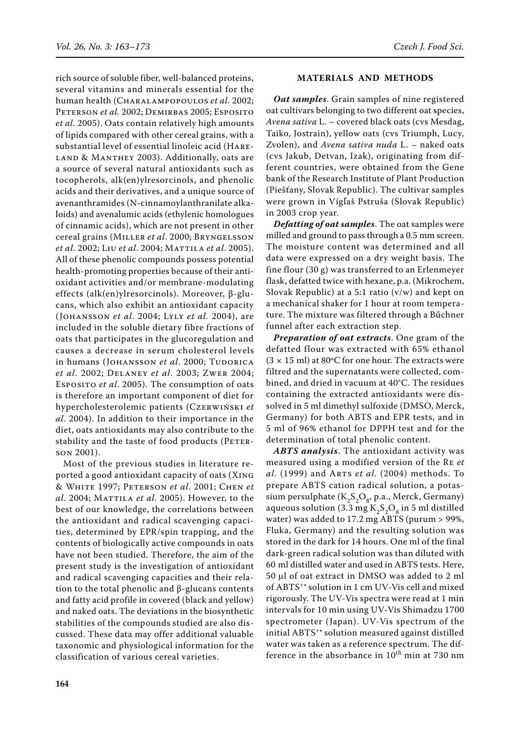rich source of soluble fiber, well-balanced proteins, several vitamins and minerals essential for the human health (Charalampopoulos *et al.* 2002; Peterson *et al.* 2002; Demirbas 2005; Esposito *et al.* 2005). Oats contain relatively high amounts of lipids compared with other cereal grains, with a substantial level of essential linoleic acid (Hareland & Manthey 2003). Additionally, oats are a source of several natural antioxidants such as tocopherols, alk(en)ylresorcinols, and phenolic acids and their derivatives, and a unique source of avenanthramides (N-cinnamoylanthranilate alkaloids) and avenalumic acids (ethylenic homologues of cinnamic acids), which are not present in other cereal grains (Miller *et al*. 2000; Bryngelsson *et al*. 2002; Liu *et al*. 2004; Mattila *et al*. 2005). All of these phenolic compounds possess potential health-promoting properties because of their antioxidant activities and/or membrane-modulating effects (alk(en)ylresorcinols). Moreover, β-glucans, which also exhibit an antioxidant capacity (Johansson *et al*. 2004; Lyly *et al.* 2004), are included in the soluble dietary fibre fractions of oats that participates in the glucoregulation and causes a decrease in serum cholesterol levels in humans (Johansson *et al*. 2000; Tudorica *et al*. 2002; Delaney *et al*. 2003; Zwer 2004; Esposito *et al*. 2005). The consumption of oats is therefore an important component of diet for hypercholesterolemic patients (Czerwiński *et al*. 2004). In addition to their importance in the diet, oats antioxidants may also contribute to the stability and the taste of food products (Peterson 2001).

Most of the previous studies in literature reported a good antioxidant capacity of oats (Xing & White 1997; Peterson *et al*. 2001; Chen *et al*. 2004; Mattila *et al.* 2005). However, to the best of our knowledge, the correlations between the antioxidant and radical scavenging capacities, determined by EPR/spin trapping, and the contents of biologically active compounds in oats have not been studied. Therefore, the aim of the present study is the investigation of antioxidant and radical scavenging capacities and their relation to the total phenolic and β-glucans contents and fatty acid profile in covered (black and yellow) and naked oats. The deviations in the biosynthetic stabilities of the compounds studied are also discussed. These data may offer additional valuable taxonomic and physiological information for the classification of various cereal varieties.

## MATERIALS AND METHODS

***Oat samples***. Grain samples of nine registered oat cultivars belonging to two different oat species, *Avena sativa* L. – covered black oats (cvs Mesdag, Taiko, Jostrain), yellow oats (cvs Triumph, Lucy, Zvolen), and *Avena sativa nuda* L. – naked oats (cvs Jakub, Detvan, Izak), originating from different countries, were obtained from the Gene bank of the Research Institute of Plant Production (Piešťany, Slovak Republic). The cultivar samples were grown in Vígľaš Pstruša (Slovak Republic) in 2003 crop year.

***Defatting of oat samples***. The oat samples were milled and ground to pass through a 0.5 mm screen. The moisture content was determined and all data were expressed on a dry weight basis. The fine flour (30 g) was transferred to an Erlenmeyer flask, defatted twice with hexane, p.a. (Mikrochem, Slovak Republic) at a 5:1 ratio (v/w) and kept on a mechanical shaker for 1 hour at room temperature. The mixture was filtered through a Bűchner funnel after each extraction step.

***Preparation of oat extracts***. One gram of the defatted flour was extracted with 65% ethanol ($3 \times 15$ ml) at 80°C for one hour. The extracts were filtred and the supernatants were collected, combined, and dried in vacuum at 40°C. The residues containing the extracted antioxidants were dissolved in 5 ml dimethyl sulfoxide (DMSO, Merck, Germany) for both ABTS and EPR tests, and in 5 ml of 96% ethanol for DPPH test and for the determination of total phenolic content.

***ABTS analysis***. The antioxidant activity was measured using a modified version of the Re *et al*. (1999) and Arts *et al*. (2004) methods. To prepare ABTS cation radical solution, a potassium persulphate ($K_2S_2O_8$, p.a., Merck, Germany) aqueous solution (3.3 mg $K_2S_2O_8$ in 5 ml distilled water) was added to 17.2 mg ABTS (purum > 99%, Fluka, Germany) and the resulting solution was stored in the dark for 14 hours. One ml of the final dark-green radical solution was than diluted with 60 ml distilled water and used in ABTS tests. Here, 50 µl of oat extract in DMSO was added to 2 ml of $ABTS^{+•}$ solution in 1 cm UV-Vis cell and mixed rigorously. The UV-Vis spectra were read at 1 min intervals for 10 min using UV-Vis Shimadzu 1700 spectrometer (Japan). UV-Vis spectrum of the initial $ABTS^{+•}$ solution measured against distilled water was taken as a reference spectrum. The difference in the absorbance in 10$^{th}$ min at 730 nm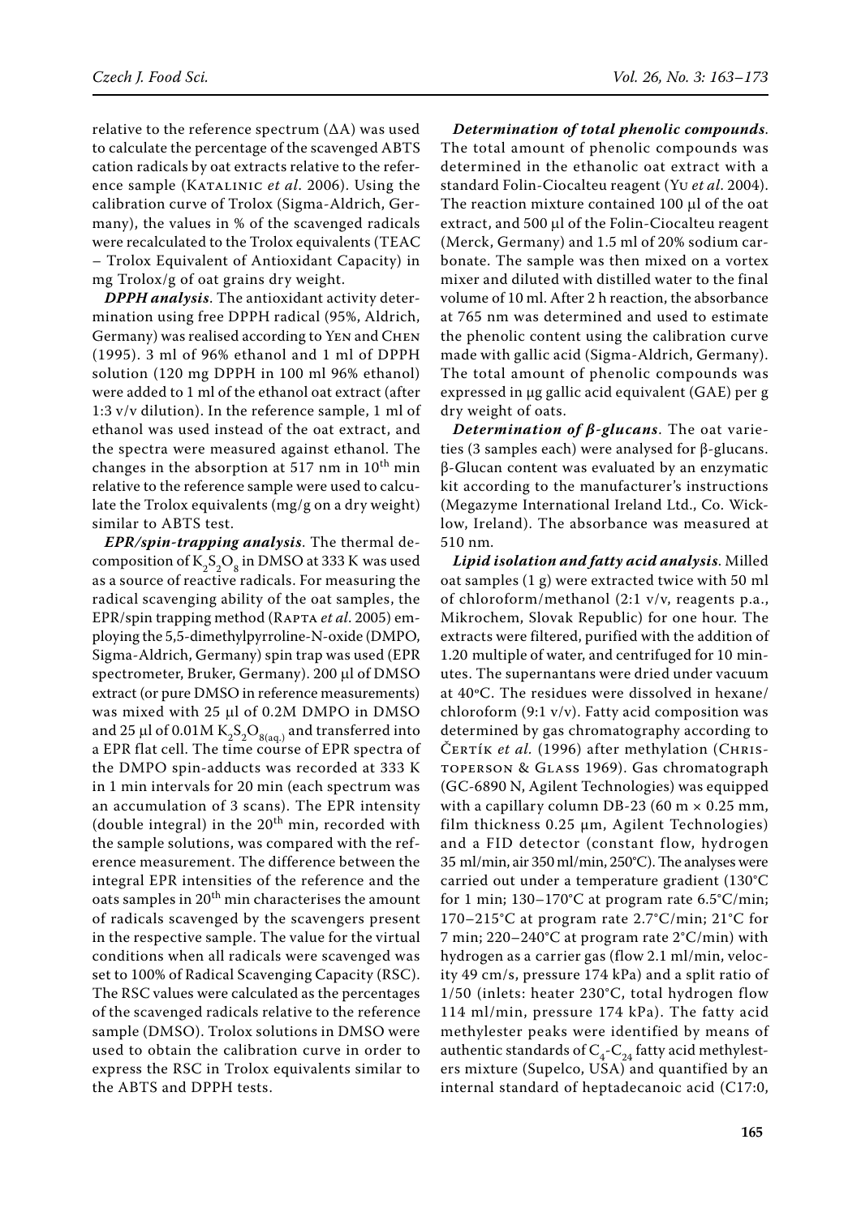relative to the reference spectrum (ΔA) was used to calculate the percentage of the scavenged ABTS cation radicals by oat extracts relative to the reference sample (Katalinic *et al*. 2006). Using the calibration curve of Trolox (Sigma-Aldrich, Germany), the values in % of the scavenged radicals were recalculated to the Trolox equivalents (TEAC – Trolox Equivalent of Antioxidant Capacity) in mg Trolox/g of oat grains dry weight.

***DPPH analysis***. The antioxidant activity determination using free DPPH radical (95%, Aldrich, Germany) was realised according to Yen and Chen (1995). 3 ml of 96% ethanol and 1 ml of DPPH solution (120 mg DPPH in 100 ml 96% ethanol) were added to 1 ml of the ethanol oat extract (after 1:3 v/v dilution). In the reference sample, 1 ml of ethanol was used instead of the oat extract, and the spectra were measured against ethanol. The changes in the absorption at 517 nm in 10$^{th}$ min relative to the reference sample were used to calculate the Trolox equivalents (mg/g on a dry weight) similar to ABTS test.

***EPR/spin-trapping analysis***. The thermal decomposition of $K_2S_2O_8$ in DMSO at 333 K was used as a source of reactive radicals. For measuring the radical scavenging ability of the oat samples, the EPR/spin trapping method (Rapta *et al*. 2005) employing the 5,5-dimethylpyrroline-N-oxide (DMPO, Sigma-Aldrich, Germany) spin trap was used (EPR spectrometer, Bruker, Germany). 200 µl of DMSO extract (or pure DMSO in reference measurements) was mixed with 25 µl of 0.2M DMPO in DMSO and 25 µl of 0.01M $K_2S_2O_{8(aq.)}$ and transferred into a EPR flat cell. The time course of EPR spectra of the DMPO spin-adducts was recorded at 333 K in 1 min intervals for 20 min (each spectrum was an accumulation of 3 scans). The EPR intensity (double integral) in the 20$^{th}$ min, recorded with the sample solutions, was compared with the reference measurement. The difference between the integral EPR intensities of the reference and the oats samples in 20$^{th}$ min characterises the amount of radicals scavenged by the scavengers present in the respective sample. The value for the virtual conditions when all radicals were scavenged was set to 100% of Radical Scavenging Capacity (RSC). The RSC values were calculated as the percentages of the scavenged radicals relative to the reference sample (DMSO). Trolox solutions in DMSO were used to obtain the calibration curve in order to express the RSC in Trolox equivalents similar to the ABTS and DPPH tests.

***Determination of total phenolic compounds***. The total amount of phenolic compounds was determined in the ethanolic oat extract with a standard Folin-Ciocalteu reagent (Yu *et al*. 2004). The reaction mixture contained 100 µl of the oat extract, and 500 µl of the Folin-Ciocalteu reagent (Merck, Germany) and 1.5 ml of 20% sodium carbonate. The sample was then mixed on a vortex mixer and diluted with distilled water to the final volume of 10 ml. After 2 h reaction, the absorbance at 765 nm was determined and used to estimate the phenolic content using the calibration curve made with gallic acid (Sigma-Aldrich, Germany). The total amount of phenolic compounds was expressed in µg gallic acid equivalent (GAE) per g dry weight of oats.

***Determination of β-glucans***. The oat varieties (3 samples each) were analysed for β-glucans. β-Glucan content was evaluated by an enzymatic kit according to the manufacturer's instructions (Megazyme International Ireland Ltd., Co. Wicklow, Ireland). The absorbance was measured at 510 nm.

***Lipid isolation and fatty acid analysis***. Milled oat samples (1 g) were extracted twice with 50 ml of chloroform/methanol (2:1 v/v, reagents p.a., Mikrochem, Slovak Republic) for one hour. The extracts were filtered, purified with the addition of 1.20 multiple of water, and centrifuged for 10 minutes. The supernantans were dried under vacuum at 40°C. The residues were dissolved in hexane/chloroform (9:1 v/v). Fatty acid composition was determined by gas chromatography according to Čertík *et al.* (1996) after methylation (Christoperson & Glass 1969). Gas chromatograph (GC-6890 N, Agilent Technologies) was equipped with a capillary column DB-23 (60 m × 0.25 mm, film thickness 0.25 µm, Agilent Technologies) and a FID detector (constant flow, hydrogen 35 ml/min, air 350 ml/min, 250°C). The analyses were carried out under a temperature gradient (130°C for 1 min; 130–170°C at program rate 6.5°C/min; 170–215°C at program rate 2.7°C/min; 21°C for 7 min; 220–240°C at program rate 2°C/min) with hydrogen as a carrier gas (flow 2.1 ml/min, velocity 49 cm/s, pressure 174 kPa) and a split ratio of 1/50 (inlets: heater 230°C, total hydrogen flow 114 ml/min, pressure 174 kPa). The fatty acid methylester peaks were identified by means of authentic standards of $C_4$-$C_{24}$ fatty acid methylesters mixture (Supelco, USA) and quantified by an internal standard of heptadecanoic acid (C17:0,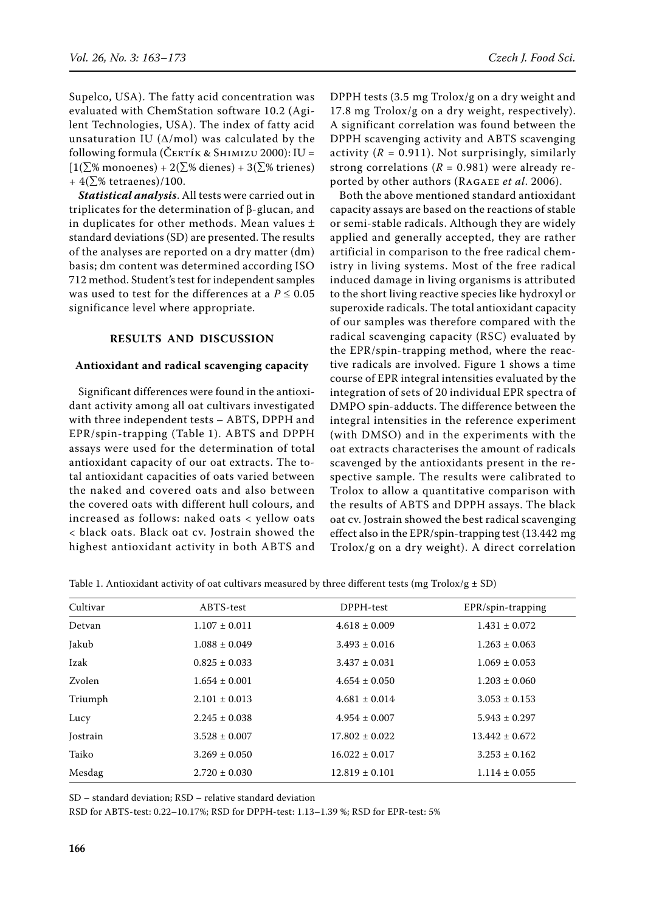Supelco, USA). The fatty acid concentration was evaluated with ChemStation software 10.2 (Agilent Technologies, USA). The index of fatty acid unsaturation IU (Δ/mol) was calculated by the following formula (Čertík & Shimizu 2000): IU = [1(∑% monoenes) + 2(∑% dienes) + 3(∑% trienes) + 4(∑% tetraenes)/100.

***Statistical analysis***. All tests were carried out in triplicates for the determination of β-glucan, and in duplicates for other methods. Mean values ± standard deviations (SD) are presented. The results of the analyses are reported on a dry matter (dm) basis; dm content was determined according ISO 712 method. Student's test for independent samples was used to test for the differences at a $P \leq 0.05$ significance level where appropriate.

## RESULTS AND DISCUSSION

### Antioxidant and radical scavenging capacity

Significant differences were found in the antioxidant activity among all oat cultivars investigated with three independent tests – ABTS, DPPH and EPR/spin-trapping (Table 1). ABTS and DPPH assays were used for the determination of total antioxidant capacity of our oat extracts. The total antioxidant capacities of oats varied between the naked and covered oats and also between the covered oats with different hull colours, and increased as follows: naked oats < yellow oats < black oats. Black oat cv. Jostrain showed the highest antioxidant activity in both ABTS and DPPH tests (3.5 mg Trolox/g on a dry weight and 17.8 mg Trolox/g on a dry weight, respectively). A significant correlation was found between the DPPH scavenging activity and ABTS scavenging activity ($R = 0.911$). Not surprisingly, similarly strong correlations ($R = 0.981$) were already reported by other authors (Ragaee *et al*. 2006).

Both the above mentioned standard antioxidant capacity assays are based on the reactions of stable or semi-stable radicals. Although they are widely applied and generally accepted, they are rather artificial in comparison to the free radical chemistry in living systems. Most of the free radical induced damage in living organisms is attributed to the short living reactive species like hydroxyl or superoxide radicals. The total antioxidant capacity of our samples was therefore compared with the radical scavenging capacity (RSC) evaluated by the EPR/spin-trapping method, where the reactive radicals are involved. Figure 1 shows a time course of EPR integral intensities evaluated by the integration of sets of 20 individual EPR spectra of DMPO spin-adducts. The difference between the integral intensities in the reference experiment (with DMSO) and in the experiments with the oat extracts characterises the amount of radicals scavenged by the antioxidants present in the respective sample. The results were calibrated to Trolox to allow a quantitative comparison with the results of ABTS and DPPH assays. The black oat cv. Jostrain showed the best radical scavenging effect also in the EPR/spin-trapping test (13.442 mg Trolox/g on a dry weight). A direct correlation

Table 1. Antioxidant activity of oat cultivars measured by three different tests (mg Trolox/g ± SD)

| Cultivar | ABTS-test | DPPH-test | EPR/spin-trapping |
|---|---|---|---|
| Detvan | 1.107 ± 0.011 | 4.618 ± 0.009 | 1.431 ± 0.072 |
| Jakub | 1.088 ± 0.049 | 3.493 ± 0.016 | 1.263 ± 0.063 |
| Izak | 0.825 ± 0.033 | 3.437 ± 0.031 | 1.069 ± 0.053 |
| Zvolen | 1.654 ± 0.001 | 4.654 ± 0.050 | 1.203 ± 0.060 |
| Triumph | 2.101 ± 0.013 | 4.681 ± 0.014 | 3.053 ± 0.153 |
| Lucy | 2.245 ± 0.038 | 4.954 ± 0.007 | 5.943 ± 0.297 |
| Jostrain | 3.528 ± 0.007 | 17.802 ± 0.022 | 13.442 ± 0.672 |
| Taiko | 3.269 ± 0.050 | 16.022 ± 0.017 | 3.253 ± 0.162 |
| Mesdag | 2.720 ± 0.030 | 12.819 ± 0.101 | 1.114 ± 0.055 |

SD – standard deviation; RSD – relative standard deviation

RSD for ABTS-test: 0.22–10.17%; RSD for DPPH-test: 1.13–1.39 %; RSD for EPR-test: 5%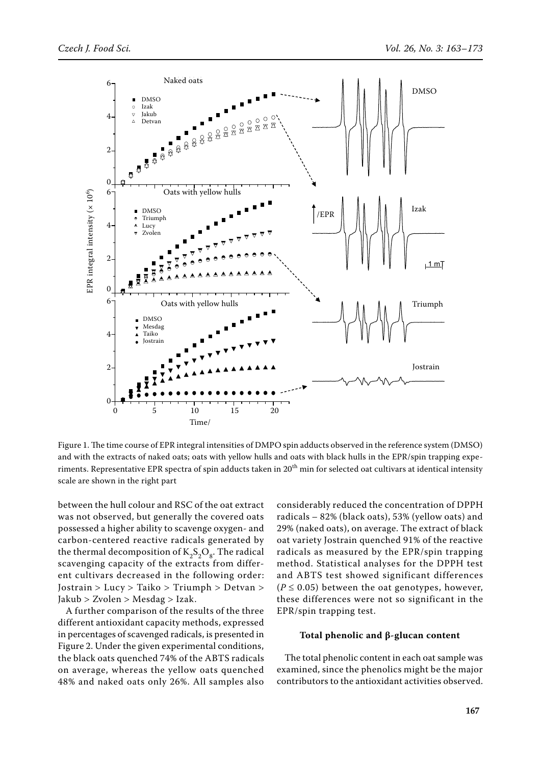Figure 1. The time course of EPR integral intensities of DMPO spin adducts observed in the reference system (DMSO) and with the extracts of naked oats; oats with yellow hulls and oats with black hulls in the EPR/spin trapping experiments. Representative EPR spectra of spin adducts taken in 20[th] min for selected oat cultivars at identical intensity scale are shown in the right part

between the hull colour and RSC of the oat extract was not observed, but generally the covered oats possessed a higher ability to scavenge oxygen- and carbon-centered reactive radicals generated by the thermal decomposition of $K_2S_2O_8$. The radical scavenging capacity of the extracts from different cultivars decreased in the following order: Jostrain > Lucy > Taiko > Triumph > Detvan > Jakub > Zvolen > Mesdag > Izak.

A further comparison of the results of the three different antioxidant capacity methods, expressed in percentages of scavenged radicals, is presented in Figure 2. Under the given experimental conditions, the black oats quenched 74% of the ABTS radicals on average, whereas the yellow oats quenched 48% and naked oats only 26%. All samples also considerably reduced the concentration of DPPH radicals – 82% (black oats), 53% (yellow oats) and 29% (naked oats), on average. The extract of black oat variety Jostrain quenched 91% of the reactive radicals as measured by the EPR/spin trapping method. Statistical analyses for the DPPH test and ABTS test showed significant differences ($P \leq 0.05$) between the oat genotypes, however, these differences were not so significant in the EPR/spin trapping test.

#### Total phenolic and β-glucan content

The total phenolic content in each oat sample was examined, since the phenolics might be the major contributors to the antioxidant activities observed.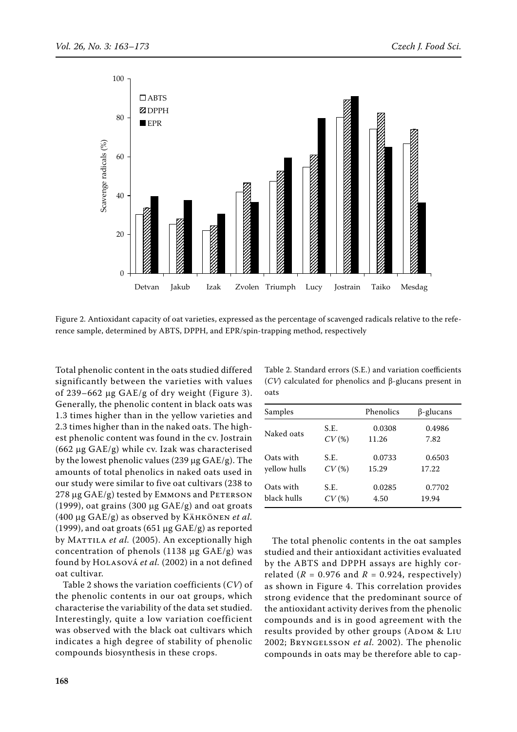Figure 2. Antioxidant capacity of oat varieties, expressed as the percentage of scavenged radicals relative to the reference sample, determined by ABTS, DPPH, and EPR/spin-trapping method, respectively

Total phenolic content in the oats studied differed significantly between the varieties with values of 239–662 μg GAE/g of dry weight (Figure 3). Generally, the phenolic content in black oats was 1.3 times higher than in the yellow varieties and 2.3 times higher than in the naked oats. The highest phenolic content was found in the cv. Jostrain (662 μg GAE/g) while cv. Izak was characterised by the lowest phenolic values (239 μg GAE/g). The amounts of total phenolics in naked oats used in our study were similar to five oat cultivars (238 to 278 μg GAE/g) tested by Emmons and Peterson (1999), oat grains (300 μg GAE/g) and oat groats (400 μg GAE/g) as observed by Kähkönen *et al.* (1999), and oat groats (651 μg GAE/g) as reported by Mattila *et al.* (2005). An exceptionally high concentration of phenols (1138 μg GAE/g) was found by Holasová *et al.* (2002) in a not defined oat cultivar.

Table 2 shows the variation coefficients (*CV*) of the phenolic contents in our oat groups, which characterise the variability of the data set studied. Interestingly, quite a low variation coefficient was observed with the black oat cultivars which indicates a high degree of stability of phenolic compounds biosynthesis in these crops.

Table 2. Standard errors (S.E.) and variation coefficients (*CV*) calculated for phenolics and β-glucans present in oats

| Samples | | Phenolics | β-glucans |
|---|---|---|---|
| Naked oats | S.E. | 0.0308 | 0.4986 |
| | *CV* (%) | 11.26 | 7.82 |
| Oats with yellow hulls | S.E. | 0.0733 | 0.6503 |
| | *CV* (%) | 15.29 | 17.22 |
| Oats with black hulls | S.E. | 0.0285 | 0.7702 |
| | *CV* (%) | 4.50 | 19.94 |

The total phenolic contents in the oat samples studied and their antioxidant activities evaluated by the ABTS and DPPH assays are highly correlated ($R = 0.976$ and $R = 0.924$, respectively) as shown in Figure 4. This correlation provides strong evidence that the predominant source of the antioxidant activity derives from the phenolic compounds and is in good agreement with the results provided by other groups (Adom & Liu 2002; Bryngelsson *et al.* 2002). The phenolic compounds in oats may be therefore able to cap-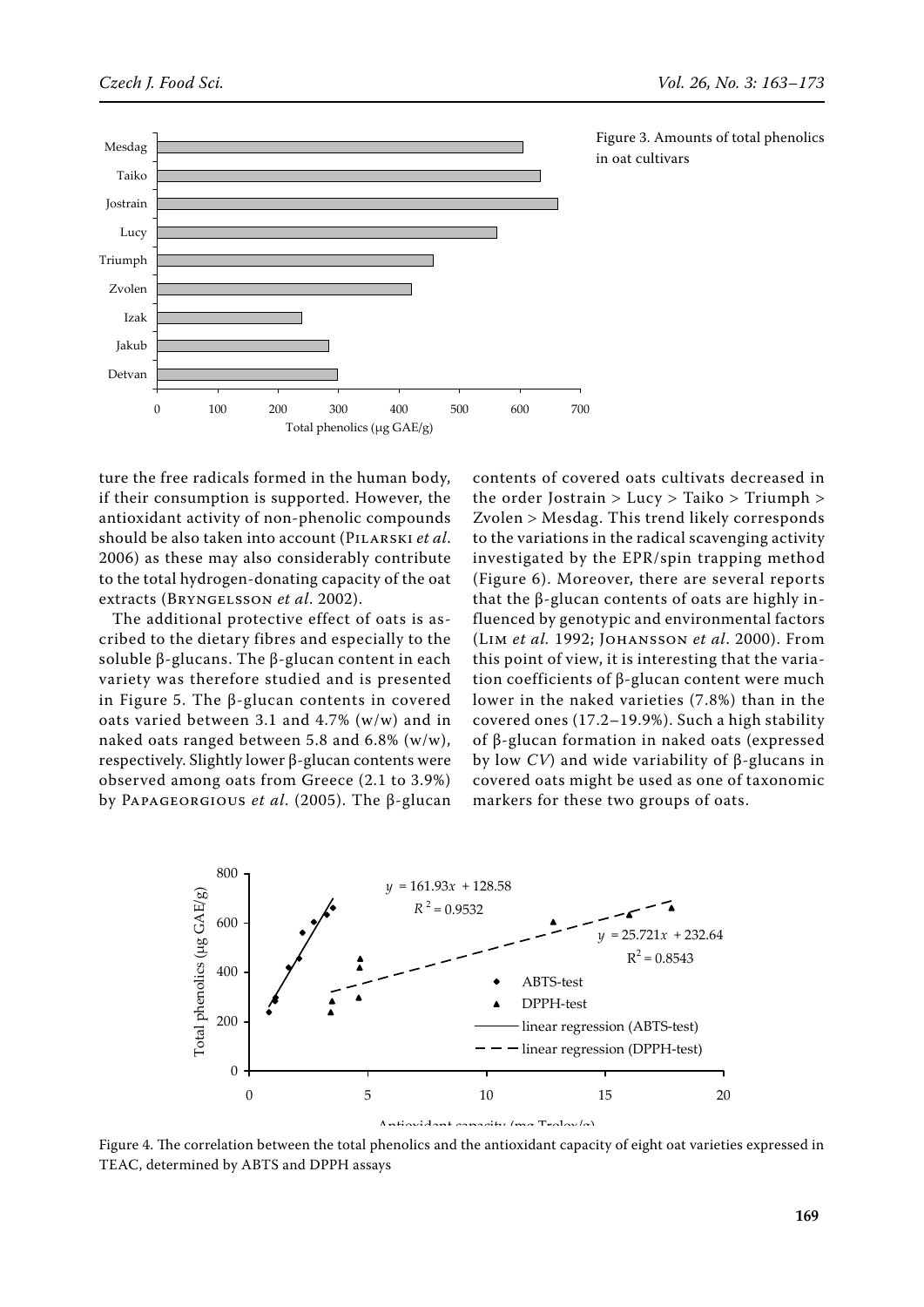Figure 3. Amounts of total phenolics in oat cultivars

ture the free radicals formed in the human body, if their consumption is supported. However, the antioxidant activity of non-phenolic compounds should be also taken into account (Pilarski *et al.* 2006) as these may also considerably contribute to the total hydrogen-donating capacity of the oat extracts (Bryngelsson *et al.* 2002).

The additional protective effect of oats is ascribed to the dietary fibres and especially to the soluble β-glucans. The β-glucan content in each variety was therefore studied and is presented in Figure 5. The β-glucan contents in covered oats varied between 3.1 and 4.7% (w/w) and in naked oats ranged between 5.8 and 6.8% (w/w), respectively. Slightly lower β-glucan contents were observed among oats from Greece (2.1 to 3.9%) by Papageorgious *et al.* (2005). The β-glucan contents of covered oats cultivats decreased in the order Jostrain > Lucy > Taiko > Triumph > Zvolen > Mesdag. This trend likely corresponds to the variations in the radical scavenging activity investigated by the EPR/spin trapping method (Figure 6). Moreover, there are several reports that the β-glucan contents of oats are highly influenced by genotypic and environmental factors (Lim *et al.* 1992; Johansson *et al.* 2000). From this point of view, it is interesting that the variation coefficients of β-glucan content were much lower in the naked varieties (7.8%) than in the covered ones (17.2–19.9%). Such a high stability of β-glucan formation in naked oats (expressed by low *CV*) and wide variability of β-glucans in covered oats might be used as one of taxonomic markers for these two groups of oats.

Figure 4. The correlation between the total phenolics and the antioxidant capacity of eight oat varieties expressed in TEAC, determined by ABTS and DPPH assays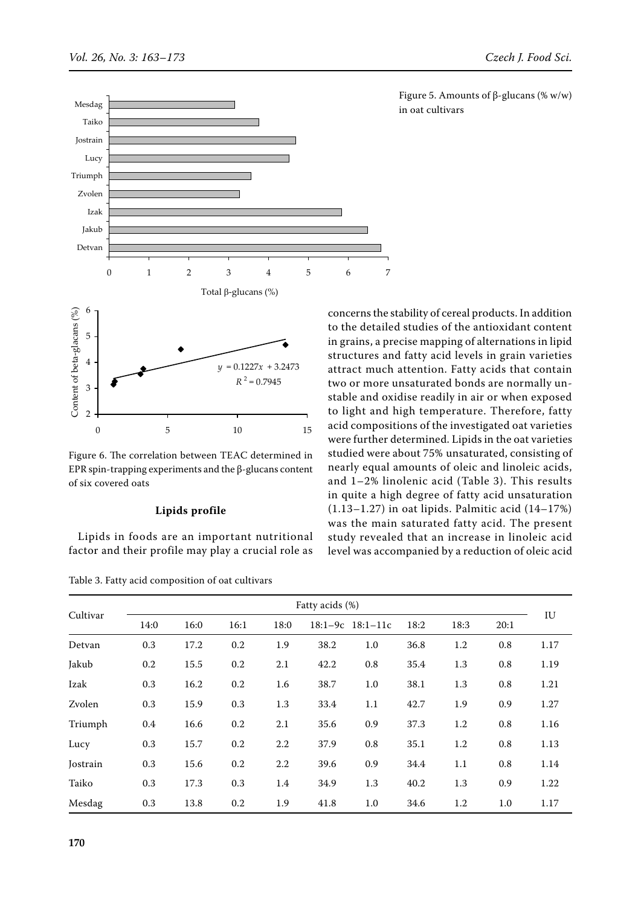Figure 5. Amounts of β-glucans (% w/w) in oat cultivars

Figure 6. The correlation between TEAC determined in EPR spin-trapping experiments and the β-glucans content of six covered oats

### Lipids profile

Lipids in foods are an important nutritional factor and their profile may play a crucial role as concerns the stability of cereal products. In addition to the detailed studies of the antioxidant content in grains, a precise mapping of alternations in lipid structures and fatty acid levels in grain varieties attract much attention. Fatty acids that contain two or more unsaturated bonds are normally unstable and oxidise readily in air or when exposed to light and high temperature. Therefore, fatty acid compositions of the investigated oat varieties were further determined. Lipids in the oat varieties studied were about 75% unsaturated, consisting of nearly equal amounts of oleic and linoleic acids, and 1–2% linolenic acid (Table 3). This results in quite a high degree of fatty acid unsaturation (1.13–1.27) in oat lipids. Palmitic acid (14–17%) was the main saturated fatty acid. The present study revealed that an increase in linoleic acid level was accompanied by a reduction of oleic acid

Table 3. Fatty acid composition of oat cultivars

| Cultivar | Fatty acids (%) | | | | | | | | | IU |
|---|---|---|---|---|---|---|---|---|---|---|
| | 14:0 | 16:0 | 16:1 | 18:0 | 18:1–9c | 18:1–11c | 18:2 | 18:3 | 20:1 | |
| Detvan | 0.3 | 17.2 | 0.2 | 1.9 | 38.2 | 1.0 | 36.8 | 1.2 | 0.8 | 1.17 |
| Jakub | 0.2 | 15.5 | 0.2 | 2.1 | 42.2 | 0.8 | 35.4 | 1.3 | 0.8 | 1.19 |
| Izak | 0.3 | 16.2 | 0.2 | 1.6 | 38.7 | 1.0 | 38.1 | 1.3 | 0.8 | 1.21 |
| Zvolen | 0.3 | 15.9 | 0.3 | 1.3 | 33.4 | 1.1 | 42.7 | 1.9 | 0.9 | 1.27 |
| Triumph | 0.4 | 16.6 | 0.2 | 2.1 | 35.6 | 0.9 | 37.3 | 1.2 | 0.8 | 1.16 |
| Lucy | 0.3 | 15.7 | 0.2 | 2.2 | 37.9 | 0.8 | 35.1 | 1.2 | 0.8 | 1.13 |
| Jostrain | 0.3 | 15.6 | 0.2 | 2.2 | 39.6 | 0.9 | 34.4 | 1.1 | 0.8 | 1.14 |
| Taiko | 0.3 | 17.3 | 0.3 | 1.4 | 34.9 | 1.3 | 40.2 | 1.3 | 0.9 | 1.22 |
| Mesdag | 0.3 | 13.8 | 0.2 | 1.9 | 41.8 | 1.0 | 34.6 | 1.2 | 1.0 | 1.17 |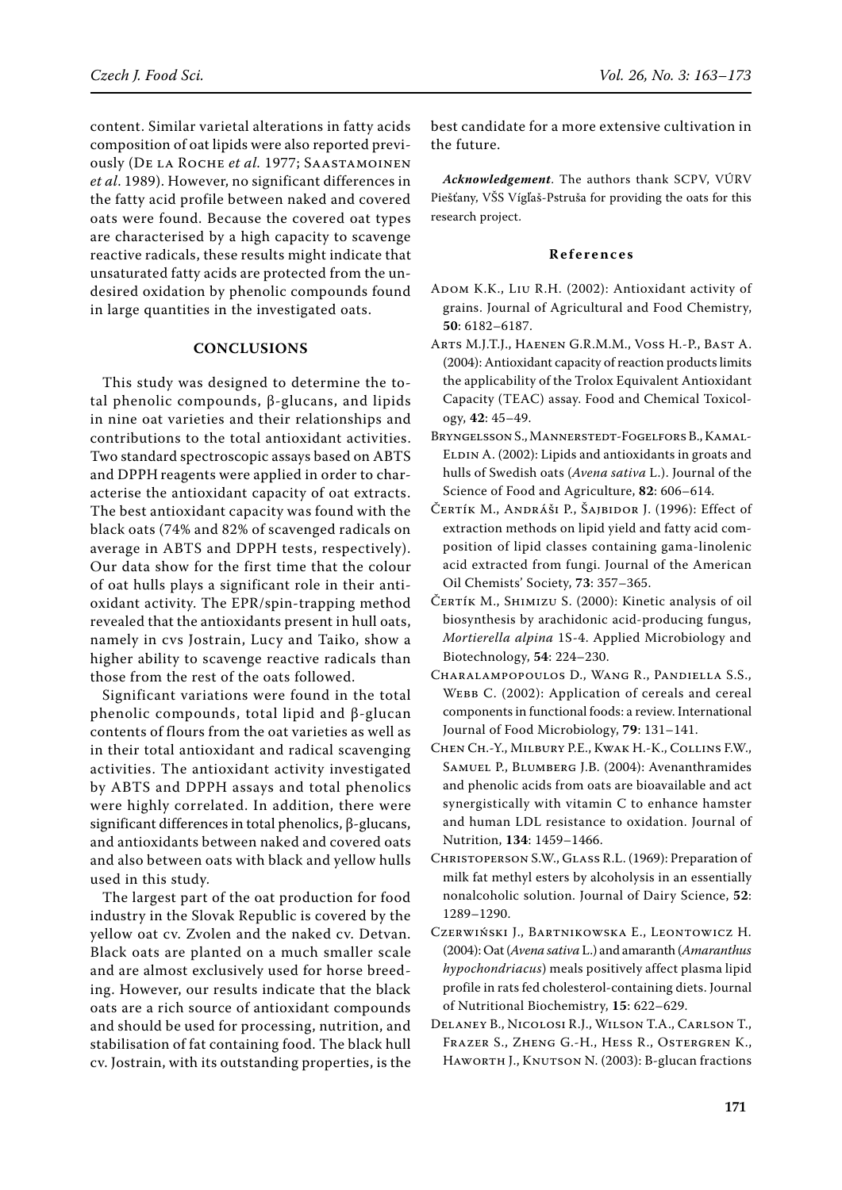content. Similar varietal alterations in fatty acids composition of oat lipids were also reported previously (De la Roche *et al.* 1977; Saastamoinen *et al*. 1989). However, no significant differences in the fatty acid profile between naked and covered oats were found. Because the covered oat types are characterised by a high capacity to scavenge reactive radicals, these results might indicate that unsaturated fatty acids are protected from the undesired oxidation by phenolic compounds found in large quantities in the investigated oats.

## CONCLUSIONS

This study was designed to determine the total phenolic compounds, β-glucans, and lipids in nine oat varieties and their relationships and contributions to the total antioxidant activities. Two standard spectroscopic assays based on ABTS and DPPH reagents were applied in order to characterise the antioxidant capacity of oat extracts. The best antioxidant capacity was found with the black oats (74% and 82% of scavenged radicals on average in ABTS and DPPH tests, respectively). Our data show for the first time that the colour of oat hulls plays a significant role in their antioxidant activity. The EPR/spin-trapping method revealed that the antioxidants present in hull oats, namely in cvs Jostrain, Lucy and Taiko, show a higher ability to scavenge reactive radicals than those from the rest of the oats followed.

Significant variations were found in the total phenolic compounds, total lipid and β-glucan contents of flours from the oat varieties as well as in their total antioxidant and radical scavenging activities. The antioxidant activity investigated by ABTS and DPPH assays and total phenolics were highly correlated. In addition, there were significant differences in total phenolics, β-glucans, and antioxidants between naked and covered oats and also between oats with black and yellow hulls used in this study.

The largest part of the oat production for food industry in the Slovak Republic is covered by the yellow oat cv. Zvolen and the naked cv. Detvan. Black oats are planted on a much smaller scale and are almost exclusively used for horse breeding. However, our results indicate that the black oats are a rich source of antioxidant compounds and should be used for processing, nutrition, and stabilisation of fat containing food. The black hull cv. Jostrain, with its outstanding properties, is the best candidate for a more extensive cultivation in the future.

***Acknowledgement***. The authors thank SCPV, VÚRV Piešťany, VŠS Vígľaš-Pstruša for providing the oats for this research project.

### References

Adom K.K., Liu R.H. (2002): Antioxidant activity of grains. Journal of Agricultural and Food Chemistry, **50**: 6182–6187.

Arts M.J.T.J., Haenen G.R.M.M., Voss H.-P., Bast A. (2004): Antioxidant capacity of reaction products limits the applicability of the Trolox Equivalent Antioxidant Capacity (TEAC) assay. Food and Chemical Toxicology, **42**: 45–49.

Bryngelsson S., Mannerstedt-Fogelfors B., Kamal-Eldin A. (2002): Lipids and antioxidants in groats and hulls of Swedish oats (*Avena sativa* L.). Journal of the Science of Food and Agriculture, **82**: 606–614.

Čertík M., Andráši P., Šajbidor J. (1996): Effect of extraction methods on lipid yield and fatty acid composition of lipid classes containing gama-linolenic acid extracted from fungi. Journal of the American Oil Chemists' Society, **73**: 357–365.

Čertík M., Shimizu S. (2000): Kinetic analysis of oil biosynthesis by arachidonic acid-producing fungus, *Mortierella alpina* 1S-4. Applied Microbiology and Biotechnology, **54**: 224–230.

Charalampopoulos D., Wang R., Pandiella S.S., Webb C. (2002): Application of cereals and cereal components in functional foods: a review. International Journal of Food Microbiology, **79**: 131–141.

Chen Ch.-Y., Milbury P.E., Kwak H.-K., Collins F.W., Samuel P., Blumberg J.B. (2004): Avenanthramides and phenolic acids from oats are bioavailable and act synergistically with vitamin C to enhance hamster and human LDL resistance to oxidation. Journal of Nutrition, **134**: 1459–1466.

Christoperson S.W., Glass R.L. (1969): Preparation of milk fat methyl esters by alcoholysis in an essentially nonalcoholic solution. Journal of Dairy Science, **52**: 1289–1290.

Czerwiński J., Bartnikowska E., Leontowicz H. (2004): Oat (*Avena sativa* L.) and amaranth (*Amaranthus hypochondriacus*) meals positively affect plasma lipid profile in rats fed cholesterol-containing diets. Journal of Nutritional Biochemistry, **15**: 622–629.

Delaney B., Nicolosi R.J., Wilson T.A., Carlson T., Frazer S., Zheng G.-H., Hess R., Ostergren K., Haworth J., Knutson N. (2003): B-glucan fractions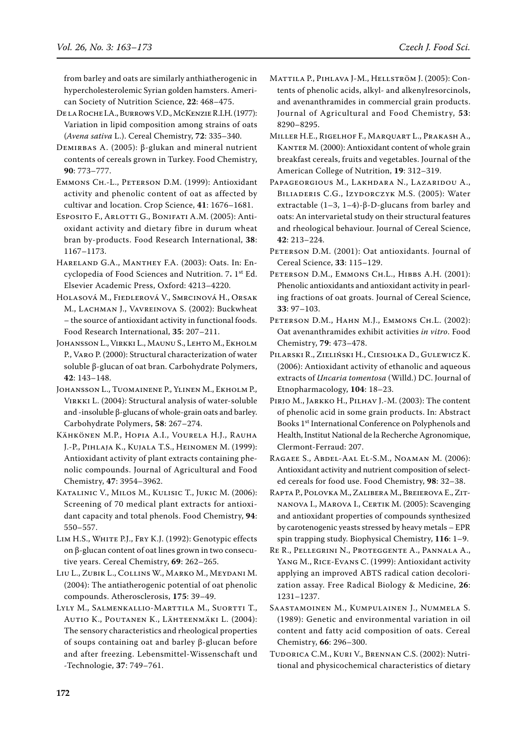from barley and oats are similarly anthiatherogenic in hypercholesterolemic Syrian golden hamsters. American Society of Nutrition Science, **22**: 468–475.

De la Roche I.A., Burrows V.D., McKenzie R.I.H. (1977): Variation in lipid composition among strains of oats (*Avena sativa* L.). Cereal Chemistry, **72**: 335–340.

Demirbas A. (2005): β-glukan and mineral nutrient contents of cereals grown in Turkey. Food Chemistry, **90**: 773–777.

Emmons Ch.-L., Peterson D.M. (1999): Antioxidant activity and phenolic content of oat as affected by cultivar and location. Crop Science, **41**: 1676–1681.

Esposito F., Arlotti G., Bonifati A.M. (2005): Antioxidant activity and dietary fibre in durum wheat bran by-products. Food Research International, **38**: 1167–1173.

Hareland G.A., Manthey F.A. (2003): Oats. In: Encyclopedia of Food Sciences and Nutrition. 7**.** 1st Ed. Elsevier Academic Press, Oxford: 4213–4220.

Holasová M., Fiedlerová V., Smrcinová H., Orsak M., Lachman J., Vavreinova S. (2002): Buckwheat – the source of antioxidant activity in functional foods. Food Research International, **35**: 207–211.

Johansson L., Virkki L., Maunu S., Lehto M., Ekholm P., Varo P. (2000): Structural characterization of water soluble β-glucan of oat bran. Carbohydrate Polymers, **42**: 143–148.

Johansson L., Tuomainene P., Ylinen M., Ekholm P., Virkki L. (2004): Structural analysis of water-soluble and -insoluble β-glucans of whole-grain oats and barley. Carbohydrate Polymers, **58**: 267–274.

Kähkönen M.P., Hopia A.I., Vourela H.J., Rauha J.-P., Pihlaja K., Kujala T.S., Heinomen M. (1999): Antioxidant activity of plant extracts containing phenolic compounds. Journal of Agricultural and Food Chemistry, **47**: 3954–3962.

Katalinic V., Milos M., Kulisic T., Jukic M. (2006): Screening of 70 medical plant extracts for antioxidant capacity and total phenols. Food Chemistry, **94**: 550–557.

Lim H.S., White P.J., Fry K.J. (1992): Genotypic effects on β-glucan content of oat lines grown in two consecutive years. Cereal Chemistry, **69**: 262–265.

Liu L., Zubik L., Collins W., Marko M., Meydani M. (2004): The antiatherogenic potential of oat phenolic compounds. Atherosclerosis, **175**: 39–49.

Lyly M., Salmenkallio-Marttila M., Suortti T., Autio K., Poutanen K., Lähteenmäki L. (2004): The sensory characteristics and rheological properties of soups containing oat and barley β-glucan before and after freezing. Lebensmittel-Wissenschaft und -Technologie, **37**: 749–761.

Mattila P., Pihlava J-M., Hellström J. (2005): Contents of phenolic acids, alkyl- and alkenylresorcinols, and avenanthramides in commercial grain products. Journal of Agricultural and Food Chemistry, **53**: 8290–8295.

Miller H.E., Rigelhof F., Marquart L., Prakash A., Kanter M. (2000): Antioxidant content of whole grain breakfast cereals, fruits and vegetables. Journal of the American College of Nutrition, **19**: 312–319.

Papageorgious M., Lakhdara N., Lazaridou A., Biliaderis C.G., Izydorczyk M.S. (2005): Water extractable (1–3, 1–4)-β-D-glucans from barley and oats: An intervarietal study on their structural features and rheological behaviour. Journal of Cereal Science, **42**: 213–224.

Peterson D.M. (2001): Oat antioxidants. Journal of Cereal Science, **33**: 115–129.

Peterson D.M., Emmons Ch.L., Hibbs A.H. (2001): Phenolic antioxidants and antioxidant activity in pearling fractions of oat groats. Journal of Cereal Science, **33**: 97–103.

Peterson D.M., Hahn M.J., Emmons Ch.L. (2002): Oat avenanthramides exhibit activities *in vitro*. Food Chemistry, **79**: 473–478.

Pilarski R., Zieliński H., Ciesiołka D., Gulewicz K. (2006): Antioxidant activity of ethanolic and aqueous extracts of *Uncaria tomentosa* (Willd.) DC. Journal of Etnopharmacology, **104**: 18–23.

Pirjo M., Jarkko H., Pilhav J.-M. (2003): The content of phenolic acid in some grain products. In: Abstract Books 1st International Conference on Polyphenols and Health, Institut National de la Recherche Agronomique, Clermont-Ferraud: 207.

Ragaee S., Abdel-Aal El-S.M., Noaman M. (2006): Antioxidant activity and nutrient composition of selected cereals for food use. Food Chemistry, **98**: 32–38.

Rapta P., Polovka M., Zalibera M., Breierova E., Zitnanova I., Marova I., Certik M. (2005): Scavenging and antioxidant properties of compounds synthesized by carotenogenic yeasts stressed by heavy metals – EPR spin trapping study. Biophysical Chemistry, **116**: 1–9.

Re R., Pellegrini N., Proteggente A., Pannala A., Yang M., Rice-Evans C. (1999): Antioxidant activity applying an improved ABTS radical cation decolorization assay. Free Radical Biology & Medicine, **26**: 1231–1237.

Saastamoinen M., Kumpulainen J., Nummela S. (1989): Genetic and environmental variation in oil content and fatty acid composition of oats. Cereal Chemistry, **66**: 296–300.

Tudorica C.M., Kuri V., Brennan C.S. (2002): Nutritional and physicochemical characteristics of dietary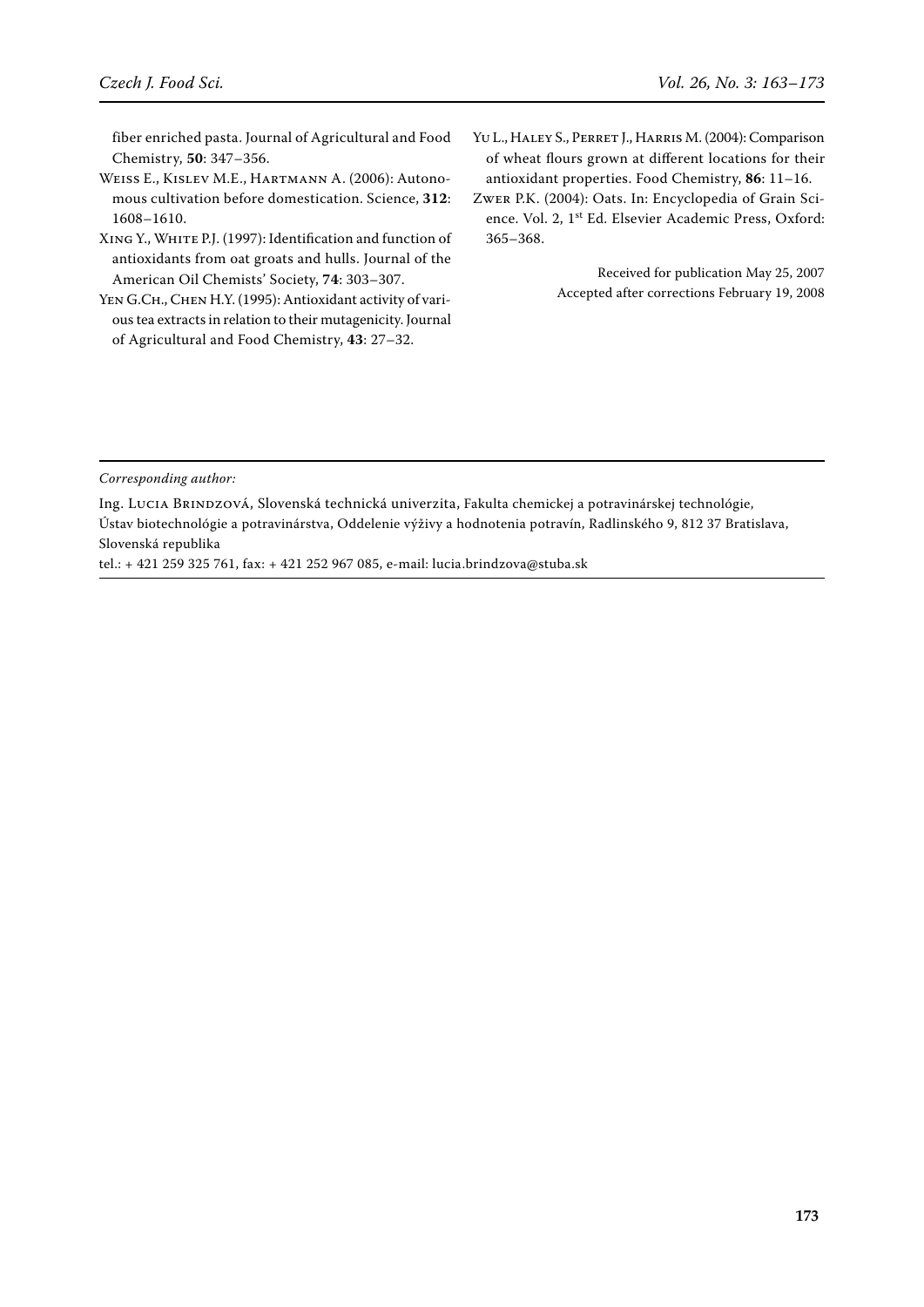fiber enriched pasta. Journal of Agricultural and Food Chemistry, **50**: 347–356.

Weiss E., Kislev M.E., Hartmann A. (2006): Autonomous cultivation before domestication. Science, **312**: 1608–1610.

Xing Y., White P.J. (1997): Identification and function of antioxidants from oat groats and hulls. Journal of the American Oil Chemists' Society, **74**: 303–307.

Yen G.Ch., Chen H.Y. (1995): Antioxidant activity of various tea extracts in relation to their mutagenicity. Journal of Agricultural and Food Chemistry, **43**: 27–32.

Yu L., Haley S., Perret J., Harris M. (2004): Comparison of wheat flours grown at different locations for their antioxidant properties. Food Chemistry, **86**: 11–16.

Zwer P.K. (2004): Oats. In: Encyclopedia of Grain Science. Vol. 2, 1st Ed. Elsevier Academic Press, Oxford: 365–368.

Received for publication May 25, 2007
Accepted after corrections February 19, 2008

*Corresponding author:*

Ing. Lucia Brindzová, Slovenská technická univerzita, Fakulta chemickej a potravinárskej technológie, Ústav biotechnológie a potravinárstva, Oddelenie výživy a hodnotenia potravín, Radlinského 9, 812 37 Bratislava, Slovenská republika
tel.: + 421 259 325 761, fax: + 421 252 967 085, e-mail: lucia.brindzova@stuba.sk